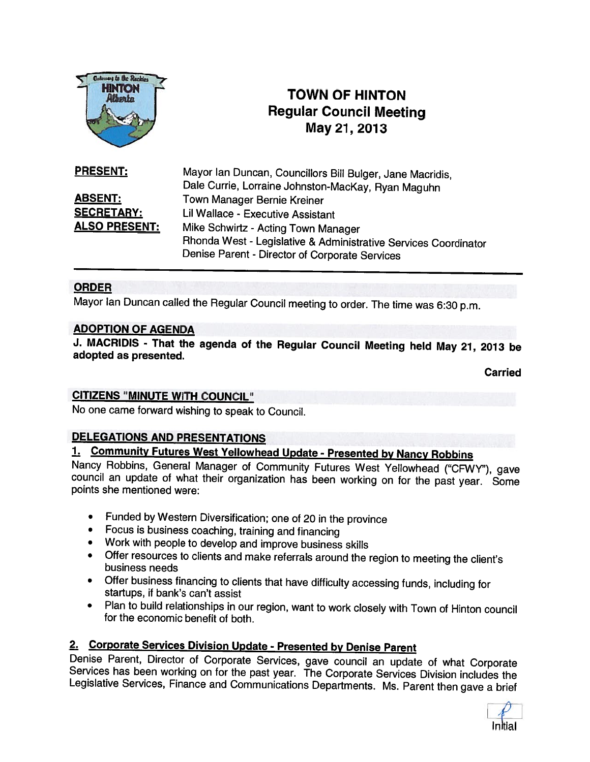# TOWN OF HINTON
## Regular Council Meeting
## May 21, 2013

| | |
|---|---|
| **PRESENT:** | Mayor Ian Duncan, Councillors Bill Bulger, Jane Macridis, Dale Currie, Lorraine Johnston-MacKay, Ryan Maguhn |
| **ABSENT:** | Town Manager Bernie Kreiner |
| **SECRETARY:** | Lil Wallace - Executive Assistant |
| **ALSO PRESENT:** | Mike Schwirtz - Acting Town Manager<br>Rhonda West - Legislative & Administrative Services Coordinator<br>Denise Parent - Director of Corporate Services |

---

### ORDER

Mayor Ian Duncan called the Regular Council meeting to order. The time was 6:30 p.m.

### ADOPTION OF AGENDA

**J. MACRIDIS - That the agenda of the Regular Council Meeting held May 21, 2013 be adopted as presented.**

**Carried**

### CITIZENS "MINUTE WITH COUNCIL"

No one came forward wishing to speak to Council.

### DELEGATIONS AND PRESENTATIONS

#### 1. Community Futures West Yellowhead Update - Presented by Nancy Robbins

Nancy Robbins, General Manager of Community Futures West Yellowhead ("CFWY"), gave council an update of what their organization has been working on for the past year. Some points she mentioned were:

- Funded by Western Diversification; one of 20 in the province
- Focus is business coaching, training and financing
- Work with people to develop and improve business skills
- Offer resources to clients and make referrals around the region to meeting the client's business needs
- Offer business financing to clients that have difficulty accessing funds, including for startups, if bank's can't assist
- Plan to build relationships in our region, want to work closely with Town of Hinton council for the economic benefit of both.

#### 2. Corporate Services Division Update - Presented by Denise Parent

Denise Parent, Director of Corporate Services, gave council an update of what Corporate Services has been working on for the past year. The Corporate Services Division includes the Legislative Services, Finance and Communications Departments. Ms. Parent then gave a brief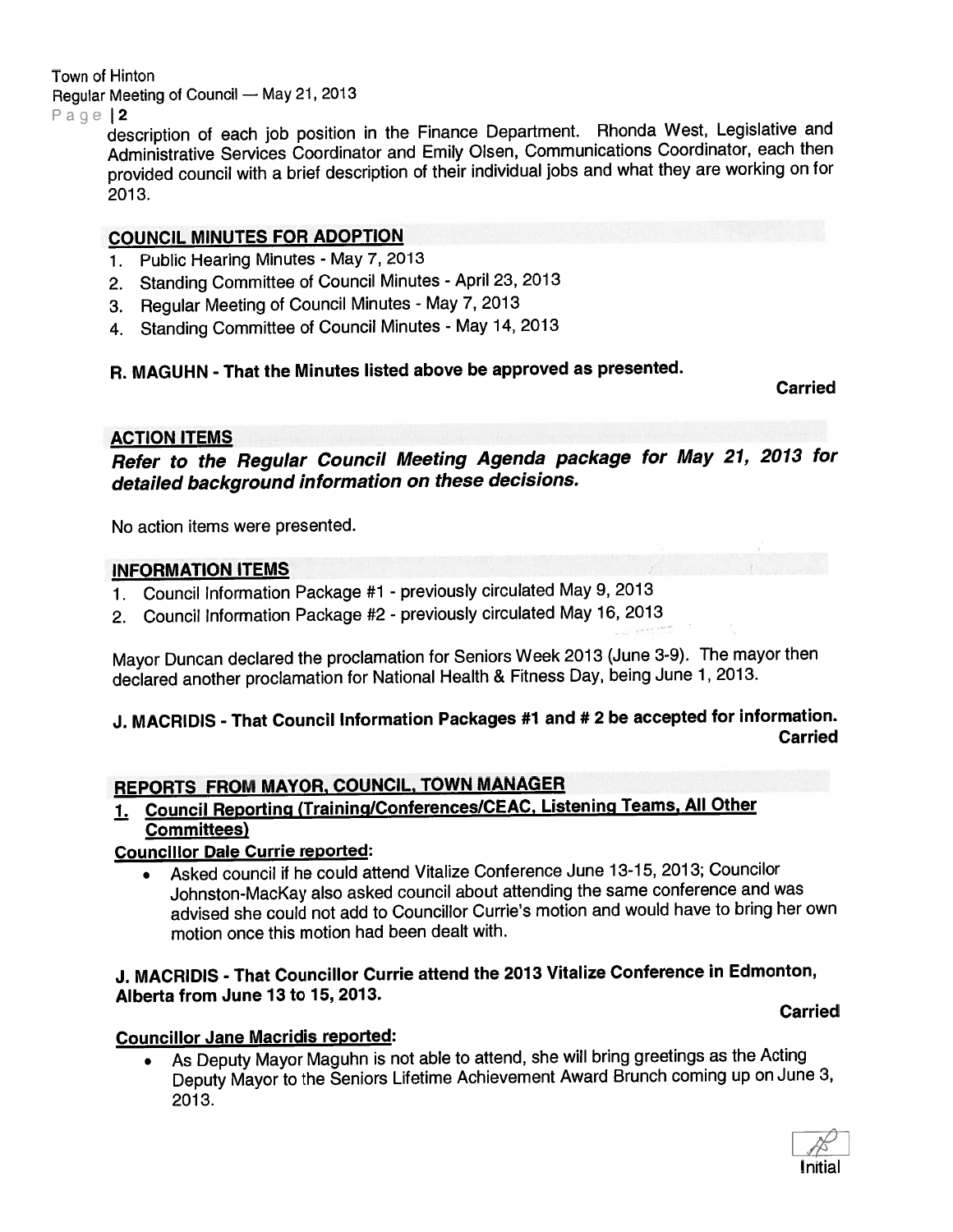description of each job position in the Finance Department. Rhonda West, Legislative and Administrative Services Coordinator and Emily Olsen, Communications Coordinator, each then provided council with a brief description of their individual jobs and what they are working on for 2013.

## COUNCIL MINUTES FOR ADOPTION

1. Public Hearing Minutes - May 7, 2013
2. Standing Committee of Council Minutes - April 23, 2013
3. Regular Meeting of Council Minutes - May 7, 2013
4. Standing Committee of Council Minutes - May 14, 2013

**R. MAGUHN - That the Minutes listed above be approved as presented.**

**Carried**

## ACTION ITEMS

***Refer to the Regular Council Meeting Agenda package for May 21, 2013 for detailed background information on these decisions.***

No action items were presented.

## INFORMATION ITEMS

1. Council Information Package #1 - previously circulated May 9, 2013
2. Council Information Package #2 - previously circulated May 16, 2013

Mayor Duncan declared the proclamation for Seniors Week 2013 (June 3-9). The mayor then declared another proclamation for National Health & Fitness Day, being June 1, 2013.

**J. MACRIDIS - That Council Information Packages #1 and # 2 be accepted for information.**

**Carried**

## REPORTS FROM MAYOR, COUNCIL, TOWN MANAGER

### 1. Council Reporting (Training/Conferences/CEAC, Listening Teams, All Other Committees)

**Councillor Dale Currie reported:**

- Asked council if he could attend Vitalize Conference June 13-15, 2013; Councilor Johnston-MacKay also asked council about attending the same conference and was advised she could not add to Councillor Currie's motion and would have to bring her own motion once this motion had been dealt with.

**J. MACRIDIS - That Councillor Currie attend the 2013 Vitalize Conference in Edmonton, Alberta from June 13 to 15, 2013.**

**Carried**

**Councillor Jane Macridis reported:**

- As Deputy Mayor Maguhn is not able to attend, she will bring greetings as the Acting Deputy Mayor to the Seniors Lifetime Achievement Award Brunch coming up on June 3, 2013.

Initial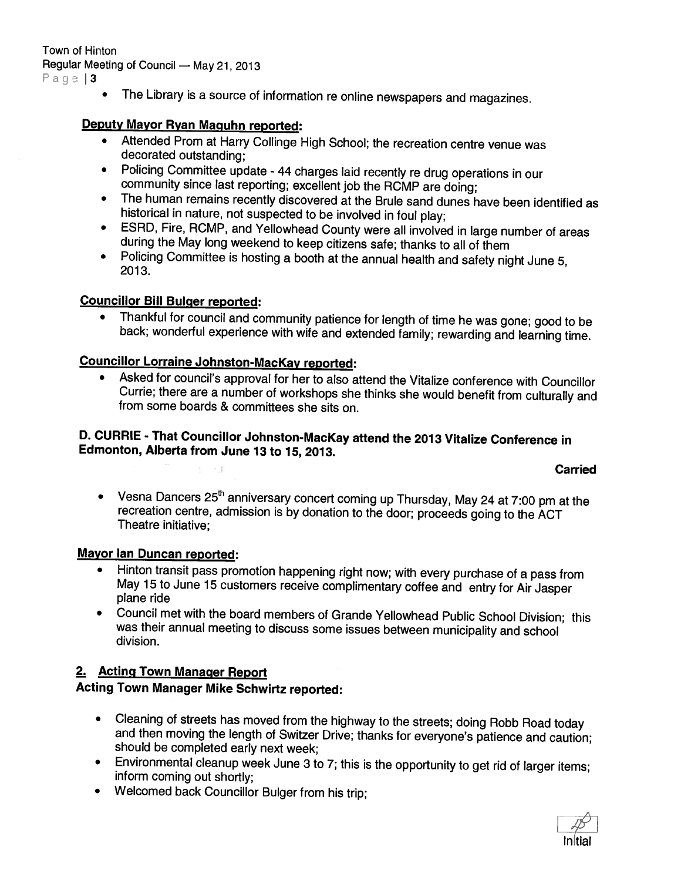- The Library is a source of information re online newspapers and magazines.

**Deputy Mayor Ryan Maguhn reported:**

- Attended Prom at Harry Collinge High School; the recreation centre venue was decorated outstanding;
- Policing Committee update - 44 charges laid recently re drug operations in our community since last reporting; excellent job the RCMP are doing;
- The human remains recently discovered at the Brule sand dunes have been identified as historical in nature, not suspected to be involved in foul play;
- ESRD, Fire, RCMP, and Yellowhead County were all involved in large number of areas during the May long weekend to keep citizens safe; thanks to all of them
- Policing Committee is hosting a booth at the annual health and safety night June 5, 2013.

**Councillor Bill Bulger reported:**

- Thankful for council and community patience for length of time he was gone; good to be back; wonderful experience with wife and extended family; rewarding and learning time.

**Councillor Lorraine Johnston-MacKay reported:**

- Asked for council's approval for her to also attend the Vitalize conference with Councillor Currie; there are a number of workshops she thinks she would benefit from culturally and from some boards & committees she sits on.

**D. CURRIE - That Councillor Johnston-MacKay attend the 2013 Vitalize Conference in Edmonton, Alberta from June 13 to 15, 2013.**

**Carried**

- Vesna Dancers 25th anniversary concert coming up Thursday, May 24 at 7:00 pm at the recreation centre, admission is by donation to the door; proceeds going to the ACT Theatre initiative;

**Mayor Ian Duncan reported:**

- Hinton transit pass promotion happening right now; with every purchase of a pass from May 15 to June 15 customers receive complimentary coffee and entry for Air Jasper plane ride
- Council met with the board members of Grande Yellowhead Public School Division; this was their annual meeting to discuss some issues between municipality and school division.

## 2. Acting Town Manager Report

**Acting Town Manager Mike Schwirtz reported:**

- Cleaning of streets has moved from the highway to the streets; doing Robb Road today and then moving the length of Switzer Drive; thanks for everyone's patience and caution; should be completed early next week;
- Environmental cleanup week June 3 to 7; this is the opportunity to get rid of larger items; inform coming out shortly;
- Welcomed back Councillor Bulger from his trip;

Initial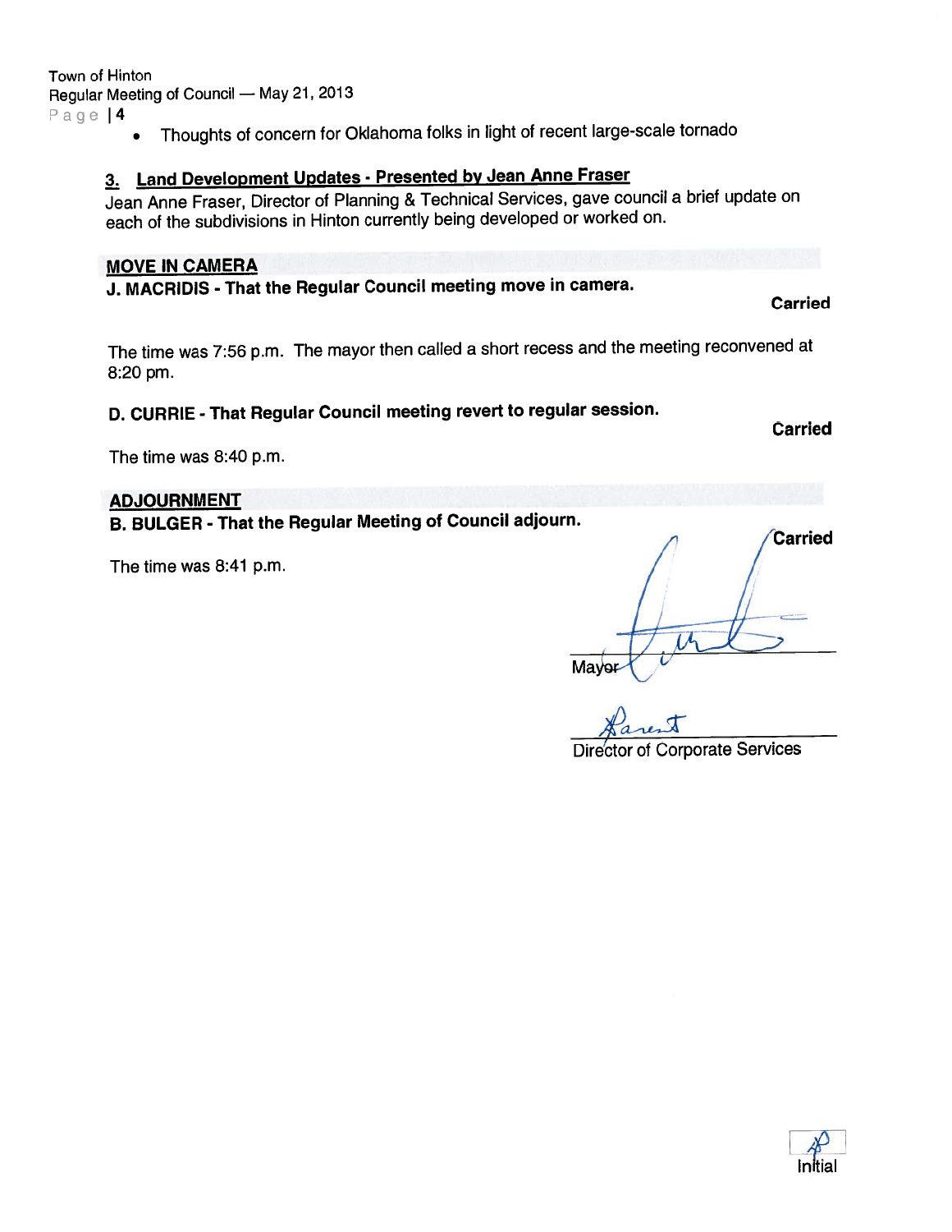- Thoughts of concern for Oklahoma folks in light of recent large-scale tornado

### 3. Land Development Updates - Presented by Jean Anne Fraser

Jean Anne Fraser, Director of Planning & Technical Services, gave council a brief update on each of the subdivisions in Hinton currently being developed or worked on.

## MOVE IN CAMERA

**J. MACRIDIS - That the Regular Council meeting move in camera.**

**Carried**

The time was 7:56 p.m. The mayor then called a short recess and the meeting reconvened at 8:20 pm.

**D. CURRIE - That Regular Council meeting revert to regular session.**

**Carried**

The time was 8:40 p.m.

## ADJOURNMENT

**B. BULGER - That the Regular Meeting of Council adjourn.**

**Carried**

The time was 8:41 p.m.

Mayor

Director of Corporate Services

Initial